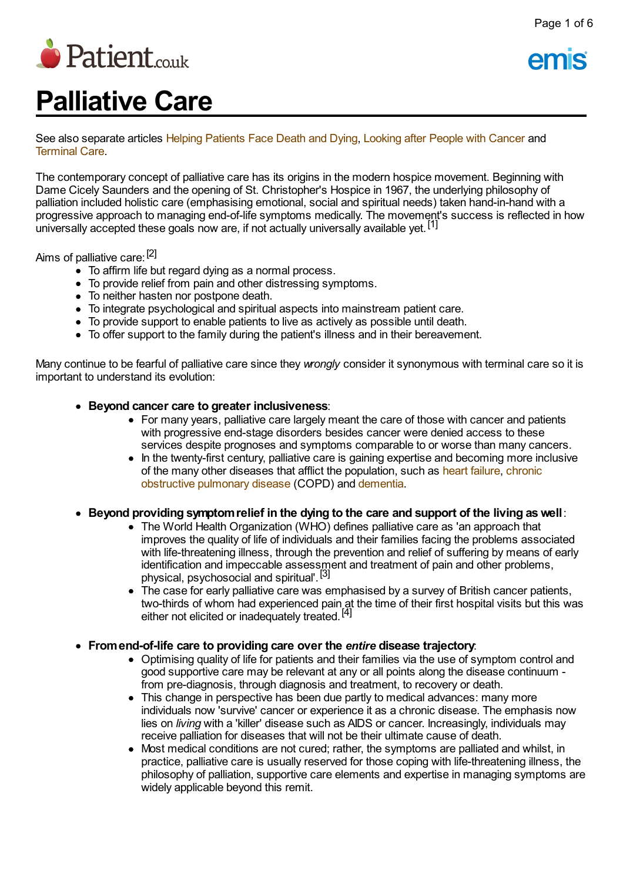# Palliative Care

See also separate articles Helping Patients Face Death and Dying, Looking after People with Cancer and Terminal Care.

The contemporary concept of palliative care has its origins in the modern hospice movement. Beginning with Dame Cicely Saunders and the opening of St. Christopher's Hospice in 1967, the underlying philosophy of palliation included holistic care (emphasising emotional, social and spiritual needs) taken hand-in-hand with a progressive approach to managing end-of-life symptoms medically. The movement's success is reflected in how universally accepted these goals now are, if not actually universally available yet.[1]

Aims of palliative care:[2]

- To affirm life but regard dying as a normal process.
- To provide relief from pain and other distressing symptoms.
- To neither hasten nor postpone death.
- To integrate psychological and spiritual aspects into mainstream patient care.
- To provide support to enable patients to live as actively as possible until death.
- To offer support to the family during the patient's illness and in their bereavement.

Many continue to be fearful of palliative care since they *wrongly* consider it synonymous with terminal care so it is important to understand its evolution:

- **Beyond cancer care to greater inclusiveness**:
  - For many years, palliative care largely meant the care of those with cancer and patients with progressive end-stage disorders besides cancer were denied access to these services despite prognoses and symptoms comparable to or worse than many cancers.
  - In the twenty-first century, palliative care is gaining expertise and becoming more inclusive of the many other diseases that afflict the population, such as heart failure, chronic obstructive pulmonary disease (COPD) and dementia.
- **Beyond providing symptom relief in the dying to the care and support of the living as well**:
  - The World Health Organization (WHO) defines palliative care as 'an approach that improves the quality of life of individuals and their families facing the problems associated with life-threatening illness, through the prevention and relief of suffering by means of early identification and impeccable assessment and treatment of pain and other problems, physical, psychosocial and spiritual'.[3]
  - The case for early palliative care was emphasised by a survey of British cancer patients, two-thirds of whom had experienced pain at the time of their first hospital visits but this was either not elicited or inadequately treated.[4]
- **From end-of-life care to providing care over the *entire* disease trajectory**:
  - Optimising quality of life for patients and their families via the use of symptom control and good supportive care may be relevant at any or all points along the disease continuum - from pre-diagnosis, through diagnosis and treatment, to recovery or death.
  - This change in perspective has been due partly to medical advances: many more individuals now 'survive' cancer or experience it as a chronic disease. The emphasis now lies on *living* with a 'killer' disease such as AIDS or cancer. Increasingly, individuals may receive palliation for diseases that will not be their ultimate cause of death.
  - Most medical conditions are not cured; rather, the symptoms are palliated and whilst, in practice, palliative care is usually reserved for those coping with life-threatening illness, the philosophy of palliation, supportive care elements and expertise in managing symptoms are widely applicable beyond this remit.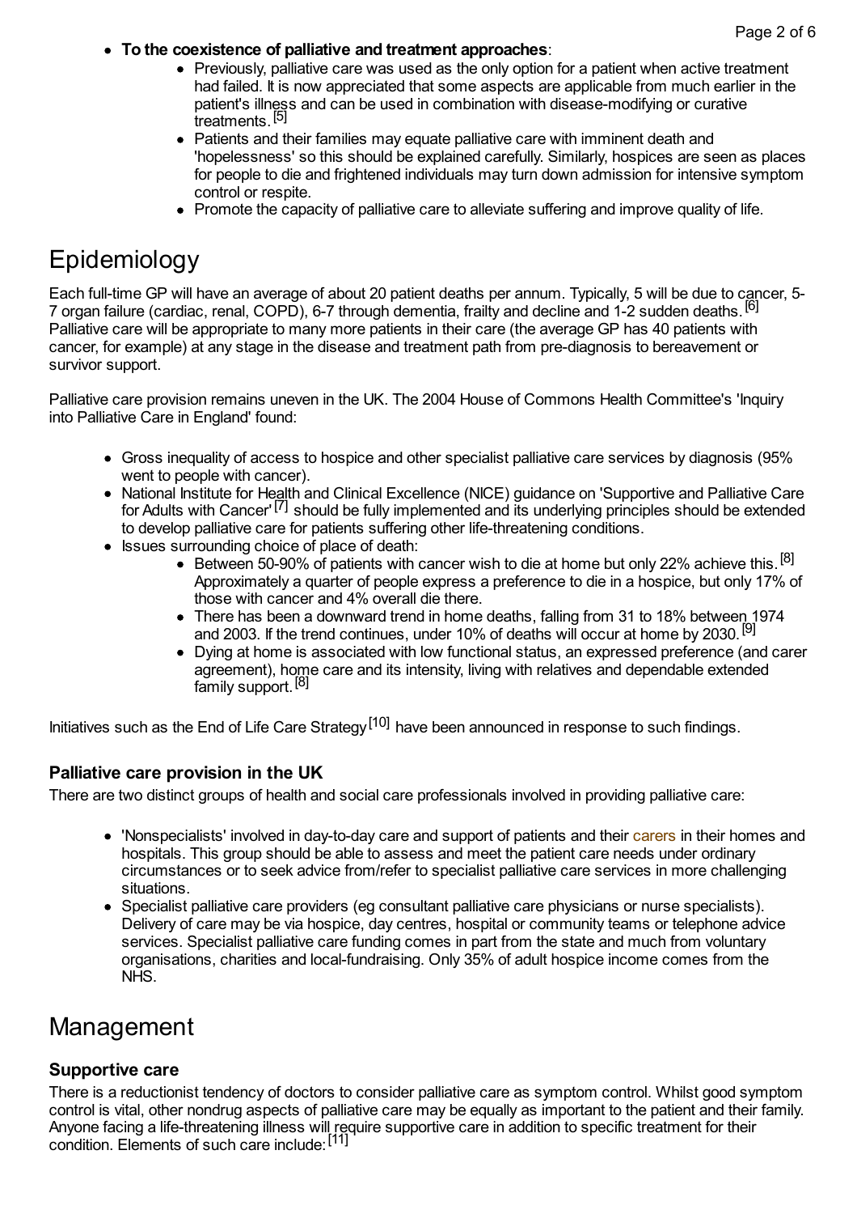- **To the coexistence of palliative and treatment approaches**:
    - Previously, palliative care was used as the only option for a patient when active treatment had failed. It is now appreciated that some aspects are applicable from much earlier in the patient's illness and can be used in combination with disease-modifying or curative treatments.[5]
    - Patients and their families may equate palliative care with imminent death and 'hopelessness' so this should be explained carefully. Similarly, hospices are seen as places for people to die and frightened individuals may turn down admission for intensive symptom control or respite.
    - Promote the capacity of palliative care to alleviate suffering and improve quality of life.

# Epidemiology

Each full-time GP will have an average of about 20 patient deaths per annum. Typically, 5 will be due to cancer, 5-7 organ failure (cardiac, renal, COPD), 6-7 through dementia, frailty and decline and 1-2 sudden deaths.[6] Palliative care will be appropriate to many more patients in their care (the average GP has 40 patients with cancer, for example) at any stage in the disease and treatment path from pre-diagnosis to bereavement or survivor support.

Palliative care provision remains uneven in the UK. The 2004 House of Commons Health Committee's 'Inquiry into Palliative Care in England' found:

- Gross inequality of access to hospice and other specialist palliative care services by diagnosis (95% went to people with cancer).
- National Institute for Health and Clinical Excellence (NICE) guidance on 'Supportive and Palliative Care for Adults with Cancer'[7] should be fully implemented and its underlying principles should be extended to develop palliative care for patients suffering other life-threatening conditions.
- Issues surrounding choice of place of death:
    - Between 50-90% of patients with cancer wish to die at home but only 22% achieve this.[8] Approximately a quarter of people express a preference to die in a hospice, but only 17% of those with cancer and 4% overall die there.
    - There has been a downward trend in home deaths, falling from 31 to 18% between 1974 and 2003. If the trend continues, under 10% of deaths will occur at home by 2030.[9]
    - Dying at home is associated with low functional status, an expressed preference (and carer agreement), home care and its intensity, living with relatives and dependable extended family support.[8]

Initiatives such as the End of Life Care Strategy[10] have been announced in response to such findings.

### Palliative care provision in the UK

There are two distinct groups of health and social care professionals involved in providing palliative care:

- 'Nonspecialists' involved in day-to-day care and support of patients and their carers in their homes and hospitals. This group should be able to assess and meet the patient care needs under ordinary circumstances or to seek advice from/refer to specialist palliative care services in more challenging situations.
- Specialist palliative care providers (eg consultant palliative care physicians or nurse specialists). Delivery of care may be via hospice, day centres, hospital or community teams or telephone advice services. Specialist palliative care funding comes in part from the state and much from voluntary organisations, charities and local-fundraising. Only 35% of adult hospice income comes from the NHS.

# Management

### Supportive care

There is a reductionist tendency of doctors to consider palliative care as symptom control. Whilst good symptom control is vital, other nondrug aspects of palliative care may be equally as important to the patient and their family. Anyone facing a life-threatening illness will require supportive care in addition to specific treatment for their condition. Elements of such care include:[11]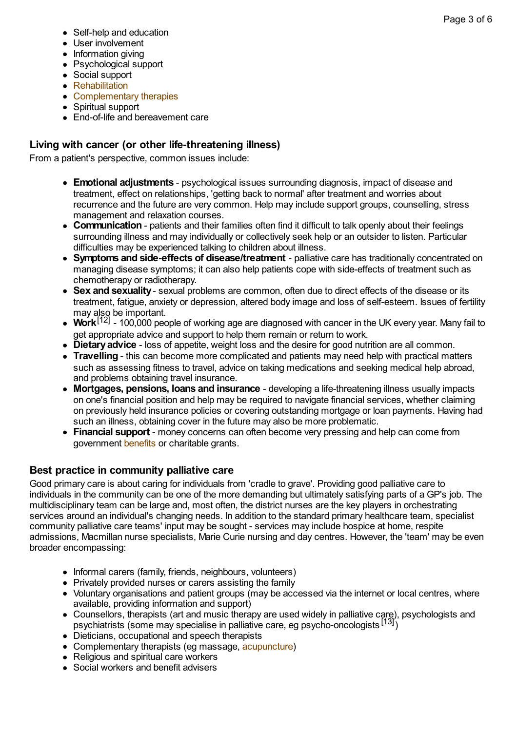- Self-help and education
- User involvement
- Information giving
- Psychological support
- Social support
- Rehabilitation
- Complementary therapies
- Spiritual support
- End-of-life and bereavement care

### Living with cancer (or other life-threatening illness)

From a patient's perspective, common issues include:

- **Emotional adjustments** - psychological issues surrounding diagnosis, impact of disease and treatment, effect on relationships, 'getting back to normal' after treatment and worries about recurrence and the future are very common. Help may include support groups, counselling, stress management and relaxation courses.
- **Communication** - patients and their families often find it difficult to talk openly about their feelings surrounding illness and may individually or collectively seek help or an outsider to listen. Particular difficulties may be experienced talking to children about illness.
- **Symptoms and side-effects of disease/treatment** - palliative care has traditionally concentrated on managing disease symptoms; it can also help patients cope with side-effects of treatment such as chemotherapy or radiotherapy.
- **Sex and sexuality** - sexual problems are common, often due to direct effects of the disease or its treatment, fatigue, anxiety or depression, altered body image and loss of self-esteem. Issues of fertility may also be important.
- **Work**[12] - 100,000 people of working age are diagnosed with cancer in the UK every year. Many fail to get appropriate advice and support to help them remain or return to work.
- **Dietary advice** - loss of appetite, weight loss and the desire for good nutrition are all common.
- **Travelling** - this can become more complicated and patients may need help with practical matters such as assessing fitness to travel, advice on taking medications and seeking medical help abroad, and problems obtaining travel insurance.
- **Mortgages, pensions, loans and insurance** - developing a life-threatening illness usually impacts on one's financial position and help may be required to navigate financial services, whether claiming on previously held insurance policies or covering outstanding mortgage or loan payments. Having had such an illness, obtaining cover in the future may also be more problematic.
- **Financial support** - money concerns can often become very pressing and help can come from government benefits or charitable grants.

### Best practice in community palliative care

Good primary care is about caring for individuals from 'cradle to grave'. Providing good palliative care to individuals in the community can be one of the more demanding but ultimately satisfying parts of a GP's job. The multidisciplinary team can be large and, most often, the district nurses are the key players in orchestrating services around an individual's changing needs. In addition to the standard primary healthcare team, specialist community palliative care teams' input may be sought - services may include hospice at home, respite admissions, Macmillan nurse specialists, Marie Curie nursing and day centres. However, the 'team' may be even broader encompassing:

- Informal carers (family, friends, neighbours, volunteers)
- Privately provided nurses or carers assisting the family
- Voluntary organisations and patient groups (may be accessed via the internet or local centres, where available, providing information and support)
- Counsellors, therapists (art and music therapy are used widely in palliative care), psychologists and psychiatrists (some may specialise in palliative care, eg psycho-oncologists[13])
- Dieticians, occupational and speech therapists
- Complementary therapists (eg massage, acupuncture)
- Religious and spiritual care workers
- Social workers and benefit advisers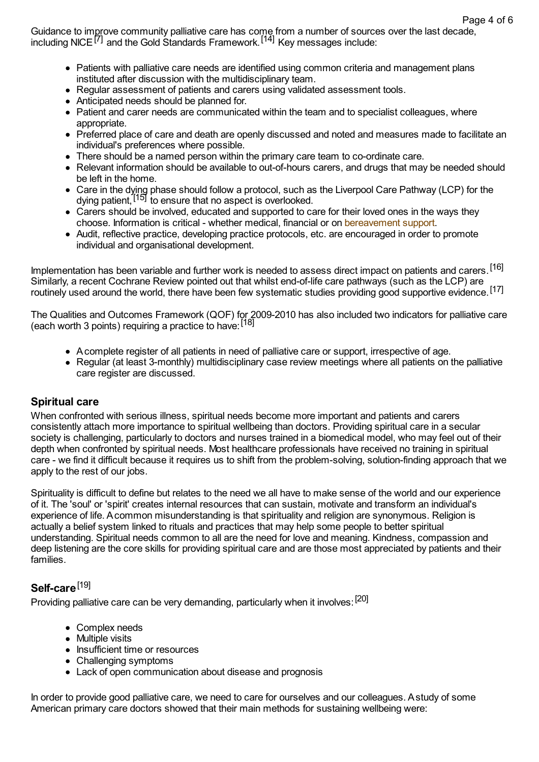Guidance to improve community palliative care has come from a number of sources over the last decade, including NICE[7] and the Gold Standards Framework.[14] Key messages include:

- Patients with palliative care needs are identified using common criteria and management plans instituted after discussion with the multidisciplinary team.
- Regular assessment of patients and carers using validated assessment tools.
- Anticipated needs should be planned for.
- Patient and carer needs are communicated within the team and to specialist colleagues, where appropriate.
- Preferred place of care and death are openly discussed and noted and measures made to facilitate an individual's preferences where possible.
- There should be a named person within the primary care team to co-ordinate care.
- Relevant information should be available to out-of-hours carers, and drugs that may be needed should be left in the home.
- Care in the dying phase should follow a protocol, such as the Liverpool Care Pathway (LCP) for the dying patient,[15] to ensure that no aspect is overlooked.
- Carers should be involved, educated and supported to care for their loved ones in the ways they choose. Information is critical - whether medical, financial or on bereavement support.
- Audit, reflective practice, developing practice protocols, etc. are encouraged in order to promote individual and organisational development.

Implementation has been variable and further work is needed to assess direct impact on patients and carers.[16] Similarly, a recent Cochrane Review pointed out that whilst end-of-life care pathways (such as the LCP) are routinely used around the world, there have been few systematic studies providing good supportive evidence.[17]

The Qualities and Outcomes Framework (QOF) for 2009-2010 has also included two indicators for palliative care (each worth 3 points) requiring a practice to have:[18]

- A complete register of all patients in need of palliative care or support, irrespective of age.
- Regular (at least 3-monthly) multidisciplinary case review meetings where all patients on the palliative care register are discussed.

## Spiritual care

When confronted with serious illness, spiritual needs become more important and patients and carers consistently attach more importance to spiritual wellbeing than doctors. Providing spiritual care in a secular society is challenging, particularly to doctors and nurses trained in a biomedical model, who may feel out of their depth when confronted by spiritual needs. Most healthcare professionals have received no training in spiritual care - we find it difficult because it requires us to shift from the problem-solving, solution-finding approach that we apply to the rest of our jobs.

Spirituality is difficult to define but relates to the need we all have to make sense of the world and our experience of it. The 'soul' or 'spirit' creates internal resources that can sustain, motivate and transform an individual's experience of life. A common misunderstanding is that spirituality and religion are synonymous. Religion is actually a belief system linked to rituals and practices that may help some people to better spiritual understanding. Spiritual needs common to all are the need for love and meaning. Kindness, compassion and deep listening are the core skills for providing spiritual care and are those most appreciated by patients and their families.

## Self-care[19]

Providing palliative care can be very demanding, particularly when it involves:[20]

- Complex needs
- Multiple visits
- Insufficient time or resources
- Challenging symptoms
- Lack of open communication about disease and prognosis

In order to provide good palliative care, we need to care for ourselves and our colleagues. A study of some American primary care doctors showed that their main methods for sustaining wellbeing were: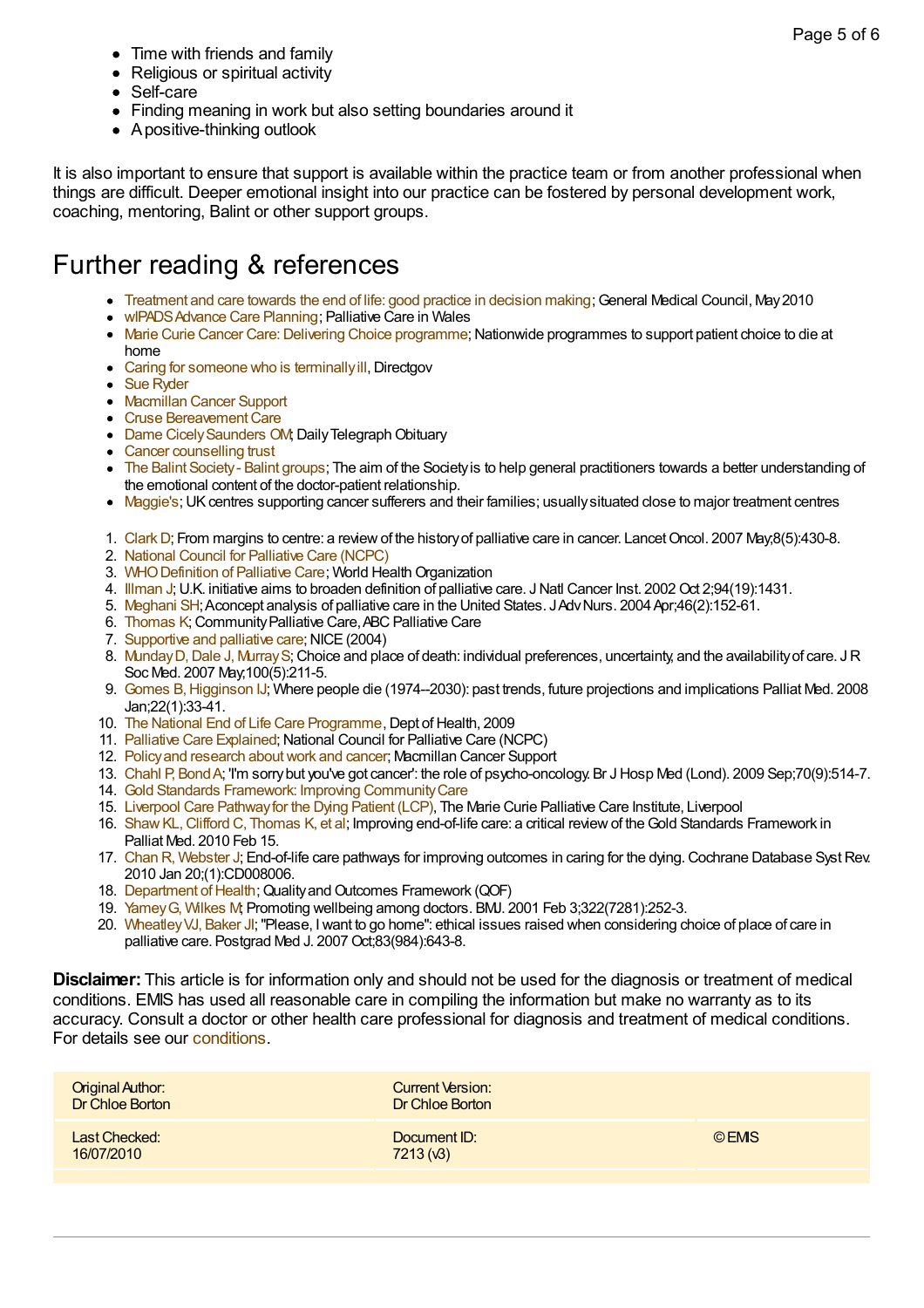- Time with friends and family
- Religious or spiritual activity
- Self-care
- Finding meaning in work but also setting boundaries around it
- A positive-thinking outlook

It is also important to ensure that support is available within the practice team or from another professional when things are difficult. Deeper emotional insight into our practice can be fostered by personal development work, coaching, mentoring, Balint or other support groups.

# Further reading & references

- Treatment and care towards the end of life: good practice in decision making; General Medical Council, May 2010
- wIPADS Advance Care Planning; Palliative Care in Wales
- Marie Curie Cancer Care: Delivering Choice programme; Nationwide programmes to support patient choice to die at home
- Caring for someone who is terminally ill, Directgov
- Sue Ryder
- Macmillan Cancer Support
- Cruse Bereavement Care
- Dame Cicely Saunders OM; Daily Telegraph Obituary
- Cancer counselling trust
- The Balint Society - Balint groups; The aim of the Society is to help general practitioners towards a better understanding of the emotional content of the doctor-patient relationship.
- Maggie's; UK centres supporting cancer sufferers and their families; usually situated close to major treatment centres

1. Clark D; From margins to centre: a review of the history of palliative care in cancer. Lancet Oncol. 2007 May;8(5):430-8.
2. National Council for Palliative Care (NCPC)
3. WHO Definition of Palliative Care; World Health Organization
4. Illman J; U.K. initiative aims to broaden definition of palliative care. J Natl Cancer Inst. 2002 Oct 2;94(19):1431.
5. Meghani SH; A concept analysis of palliative care in the United States. J Adv Nurs. 2004 Apr;46(2):152-61.
6. Thomas K; Community Palliative Care, ABC Palliative Care
7. Supportive and palliative care; NICE (2004)
8. Munday D, Dale J, Murray S; Choice and place of death: individual preferences, uncertainty, and the availability of care. J R Soc Med. 2007 May;100(5):211-5.
9. Gomes B, Higginson IJ; Where people die (1974--2030): past trends, future projections and implications Palliat Med. 2008 Jan;22(1):33-41.
10. The National End of Life Care Programme, Dept of Health, 2009
11. Palliative Care Explained; National Council for Palliative Care (NCPC)
12. Policy and research about work and cancer; Macmillan Cancer Support
13. Chahl P, Bond A; 'I'm sorry but you've got cancer': the role of psycho-oncology. Br J Hosp Med (Lond). 2009 Sep;70(9):514-7.
14. Gold Standards Framework: Improving Community Care
15. Liverpool Care Pathway for the Dying Patient (LCP), The Marie Curie Palliative Care Institute, Liverpool
16. Shaw KL, Clifford C, Thomas K, et al; Improving end-of-life care: a critical review of the Gold Standards Framework in Palliat Med. 2010 Feb 15.
17. Chan R, Webster J; End-of-life care pathways for improving outcomes in caring for the dying. Cochrane Database Syst Rev. 2010 Jan 20;(1):CD008006.
18. Department of Health; Quality and Outcomes Framework (QOF)
19. Yamey G, Wilkes M; Promoting wellbeing among doctors. BMJ. 2001 Feb 3;322(7281):252-3.
20. Wheatley VJ, Baker JI; "Please, I want to go home": ethical issues raised when considering choice of place of care in palliative care. Postgrad Med J. 2007 Oct;83(984):643-8.

**Disclaimer:** This article is for information only and should not be used for the diagnosis or treatment of medical conditions. EMIS has used all reasonable care in compiling the information but make no warranty as to its accuracy. Consult a doctor or other health care professional for diagnosis and treatment of medical conditions. For details see our conditions.

| Original Author: Dr Chloe Borton | Current Version: Dr Chloe Borton | |
|---|---|---|
| Last Checked: 16/07/2010 | Document ID: 7213 (v3) | © EMIS |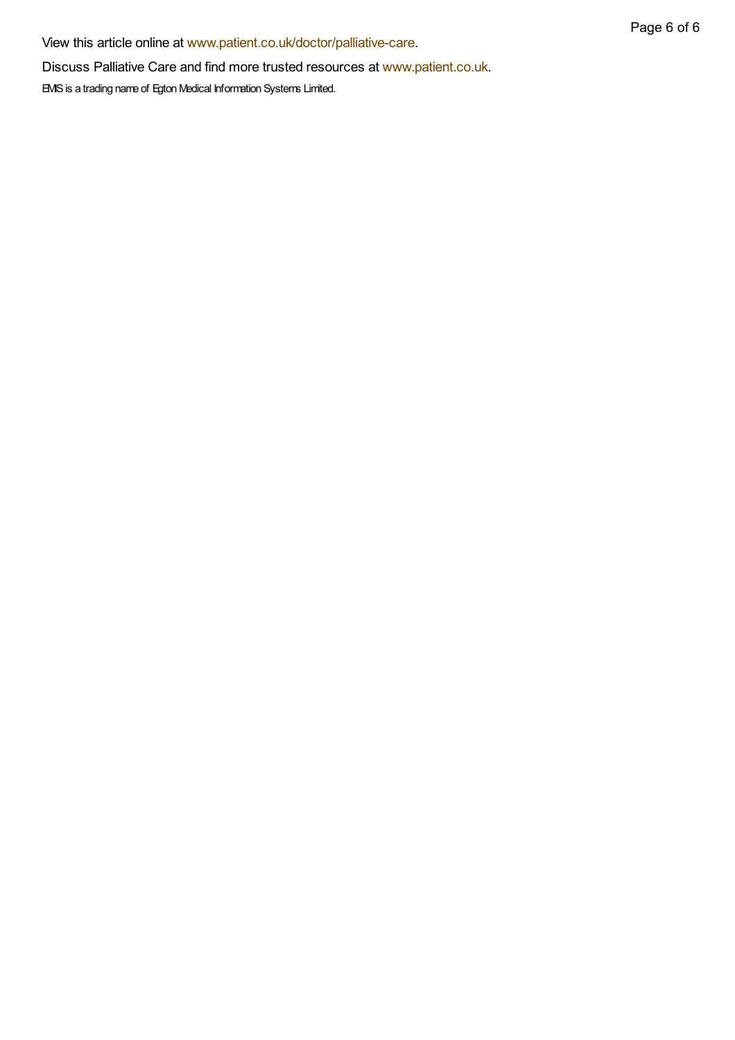View this article online at www.patient.co.uk/doctor/palliative-care.

Discuss Palliative Care and find more trusted resources at www.patient.co.uk.

EMIS is a trading name of Egton Medical Information Systems Limited.